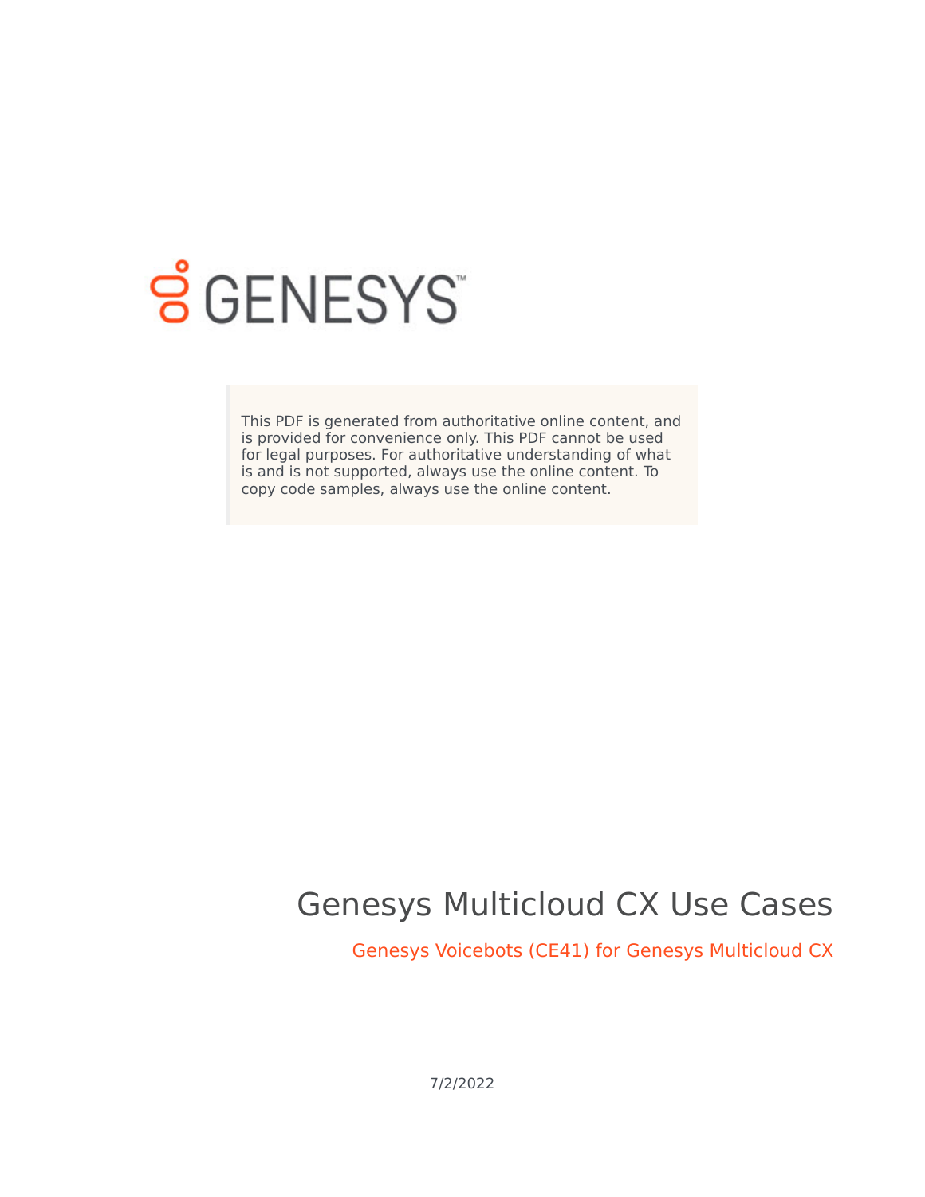GENESYS

This PDF is generated from authoritative online content, and is provided for convenience only. This PDF cannot be used for legal purposes. For authoritative understanding of what is and is not supported, always use the online content. To copy code samples, always use the online content.

# Genesys Multicloud CX Use Cases

## Genesys Voicebots (CE41) for Genesys Multicloud CX

7/2/2022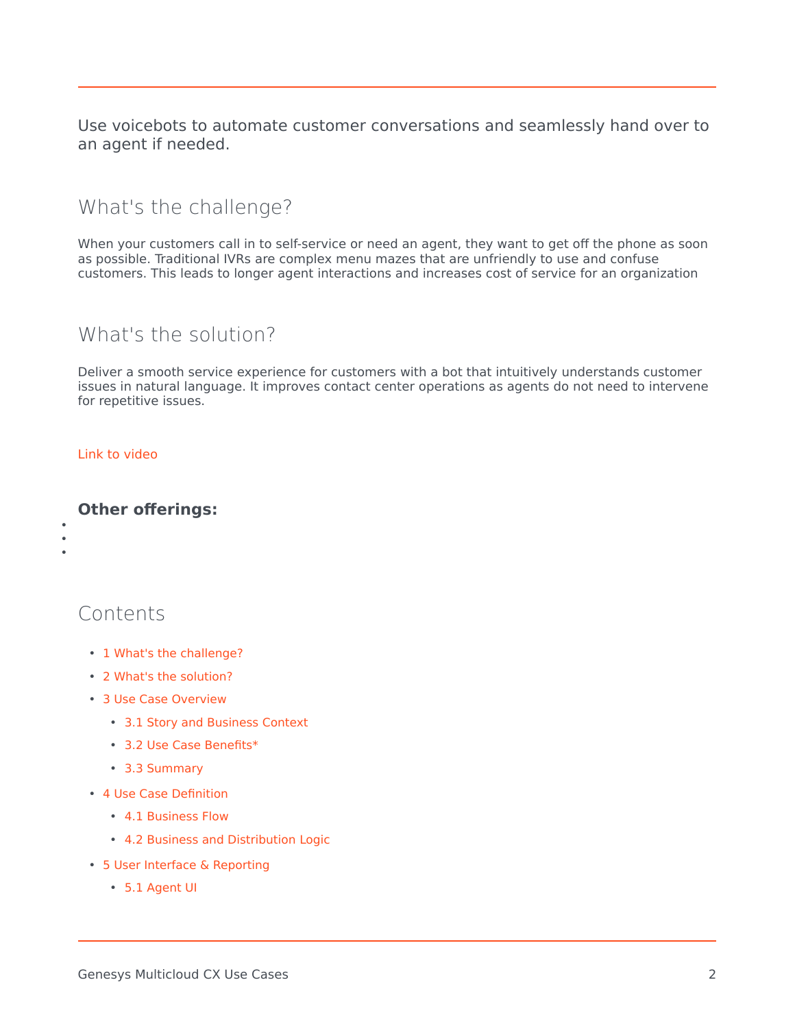Use voicebots to automate customer conversations and seamlessly hand over to an agent if needed.

## What's the challenge?

When your customers call in to self-service or need an agent, they want to get off the phone as soon as possible. Traditional IVRs are complex menu mazes that are unfriendly to use and confuse customers. This leads to longer agent interactions and increases cost of service for an organization

## What's the solution?

Deliver a smooth service experience for customers with a bot that intuitively understands customer issues in natural language. It improves contact center operations as agents do not need to intervene for repetitive issues.

Link to video

**Other offerings:**

## Contents

- 1 What's the challenge?
- 2 What's the solution?
- 3 Use Case Overview
  - 3.1 Story and Business Context
  - 3.2 Use Case Benefits*
  - 3.3 Summary
- 4 Use Case Definition
  - 4.1 Business Flow
  - 4.2 Business and Distribution Logic
- 5 User Interface & Reporting
  - 5.1 Agent UI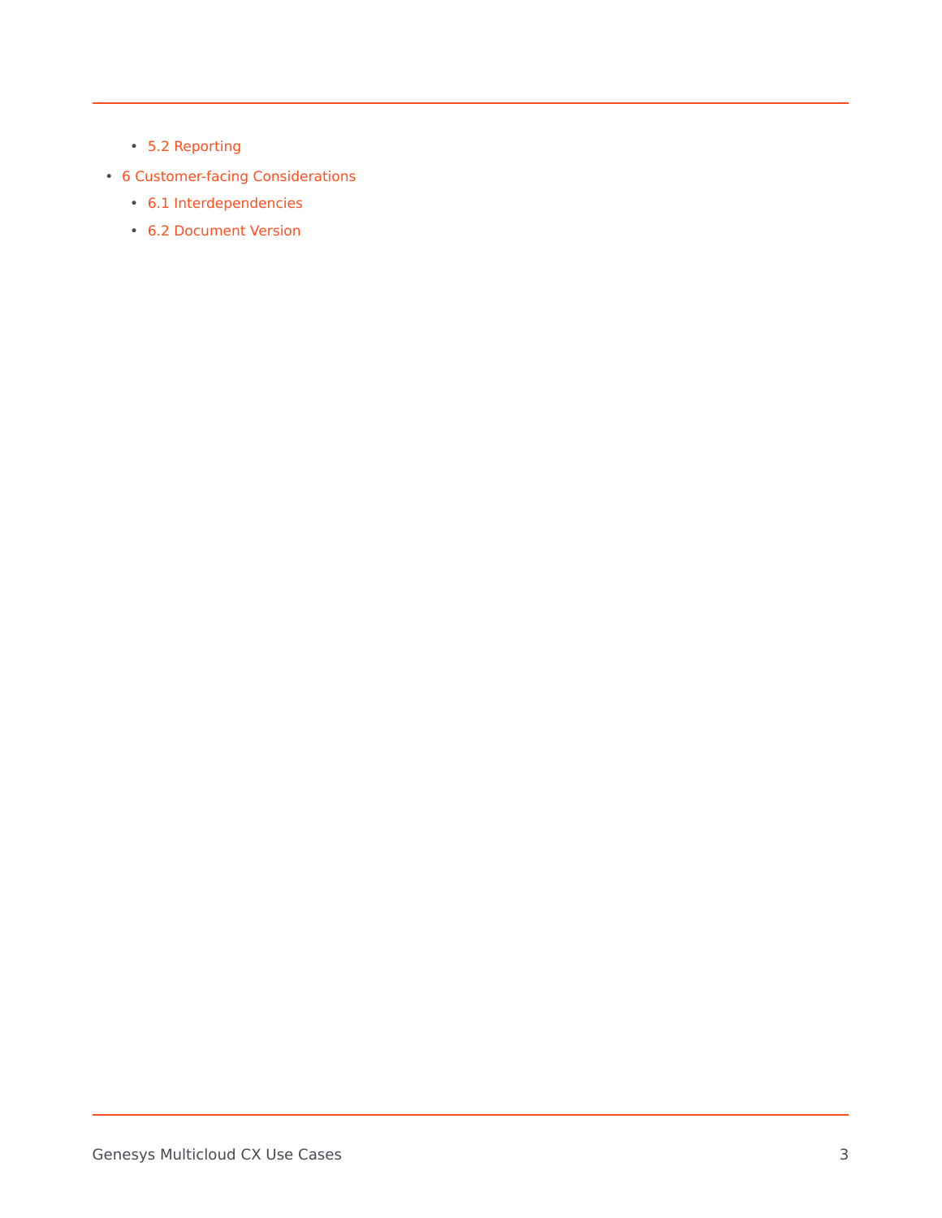- 5.2 Reporting
- 6 Customer-facing Considerations
  - 6.1 Interdependencies
  - 6.2 Document Version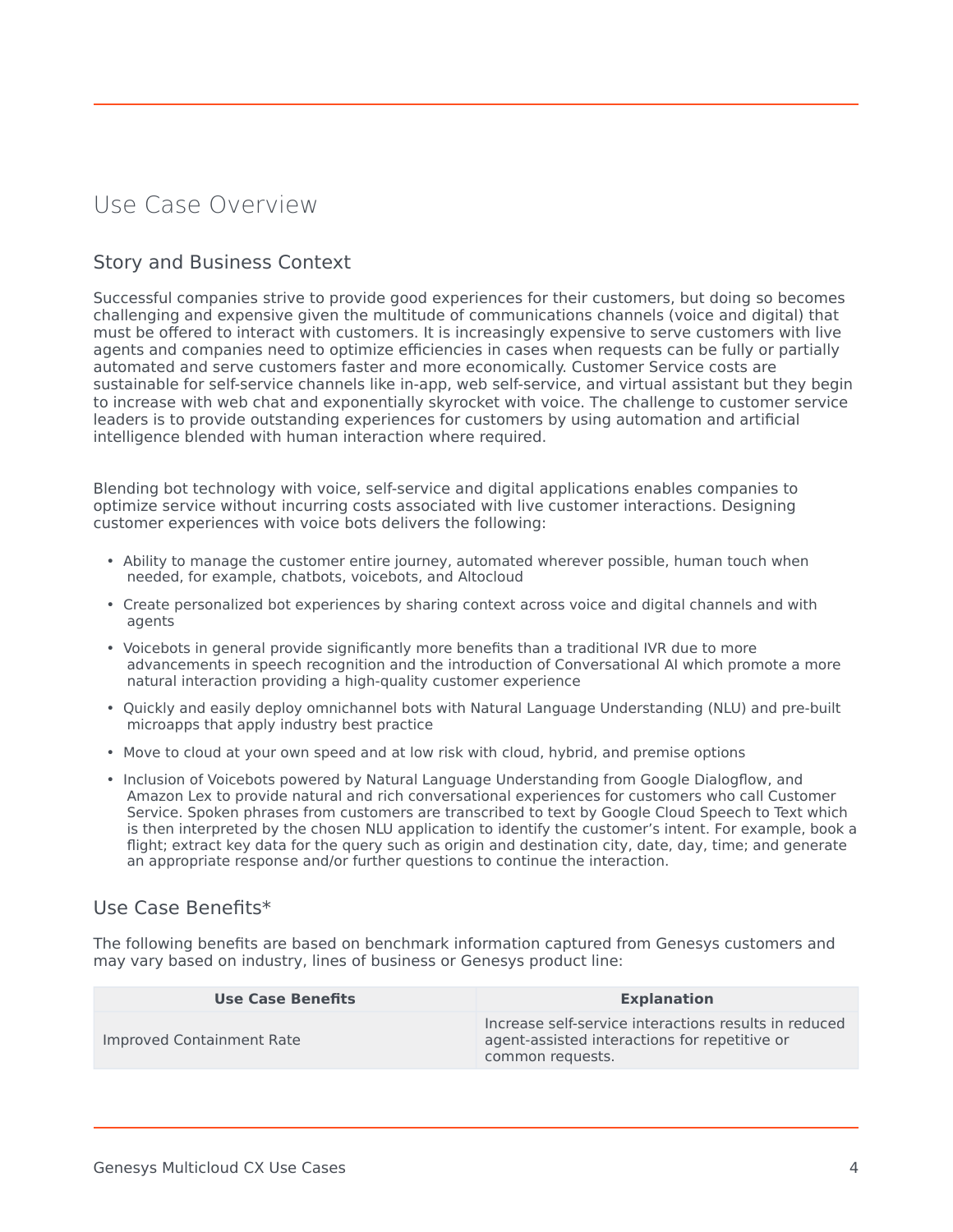# Use Case Overview

## Story and Business Context

Successful companies strive to provide good experiences for their customers, but doing so becomes challenging and expensive given the multitude of communications channels (voice and digital) that must be offered to interact with customers. It is increasingly expensive to serve customers with live agents and companies need to optimize efficiencies in cases when requests can be fully or partially automated and serve customers faster and more economically. Customer Service costs are sustainable for self-service channels like in-app, web self-service, and virtual assistant but they begin to increase with web chat and exponentially skyrocket with voice. The challenge to customer service leaders is to provide outstanding experiences for customers by using automation and artificial intelligence blended with human interaction where required.

Blending bot technology with voice, self-service and digital applications enables companies to optimize service without incurring costs associated with live customer interactions. Designing customer experiences with voice bots delivers the following:

- Ability to manage the customer entire journey, automated wherever possible, human touch when needed, for example, chatbots, voicebots, and Altocloud
- Create personalized bot experiences by sharing context across voice and digital channels and with agents
- Voicebots in general provide significantly more benefits than a traditional IVR due to more advancements in speech recognition and the introduction of Conversational AI which promote a more natural interaction providing a high-quality customer experience
- Quickly and easily deploy omnichannel bots with Natural Language Understanding (NLU) and pre-built microapps that apply industry best practice
- Move to cloud at your own speed and at low risk with cloud, hybrid, and premise options
- Inclusion of Voicebots powered by Natural Language Understanding from Google Dialogflow, and Amazon Lex to provide natural and rich conversational experiences for customers who call Customer Service. Spoken phrases from customers are transcribed to text by Google Cloud Speech to Text which is then interpreted by the chosen NLU application to identify the customer's intent. For example, book a flight; extract key data for the query such as origin and destination city, date, day, time; and generate an appropriate response and/or further questions to continue the interaction.

## Use Case Benefits*

The following benefits are based on benchmark information captured from Genesys customers and may vary based on industry, lines of business or Genesys product line:

| Use Case Benefits | Explanation |
| --- | --- |
| Improved Containment Rate | Increase self-service interactions results in reduced agent-assisted interactions for repetitive or common requests. |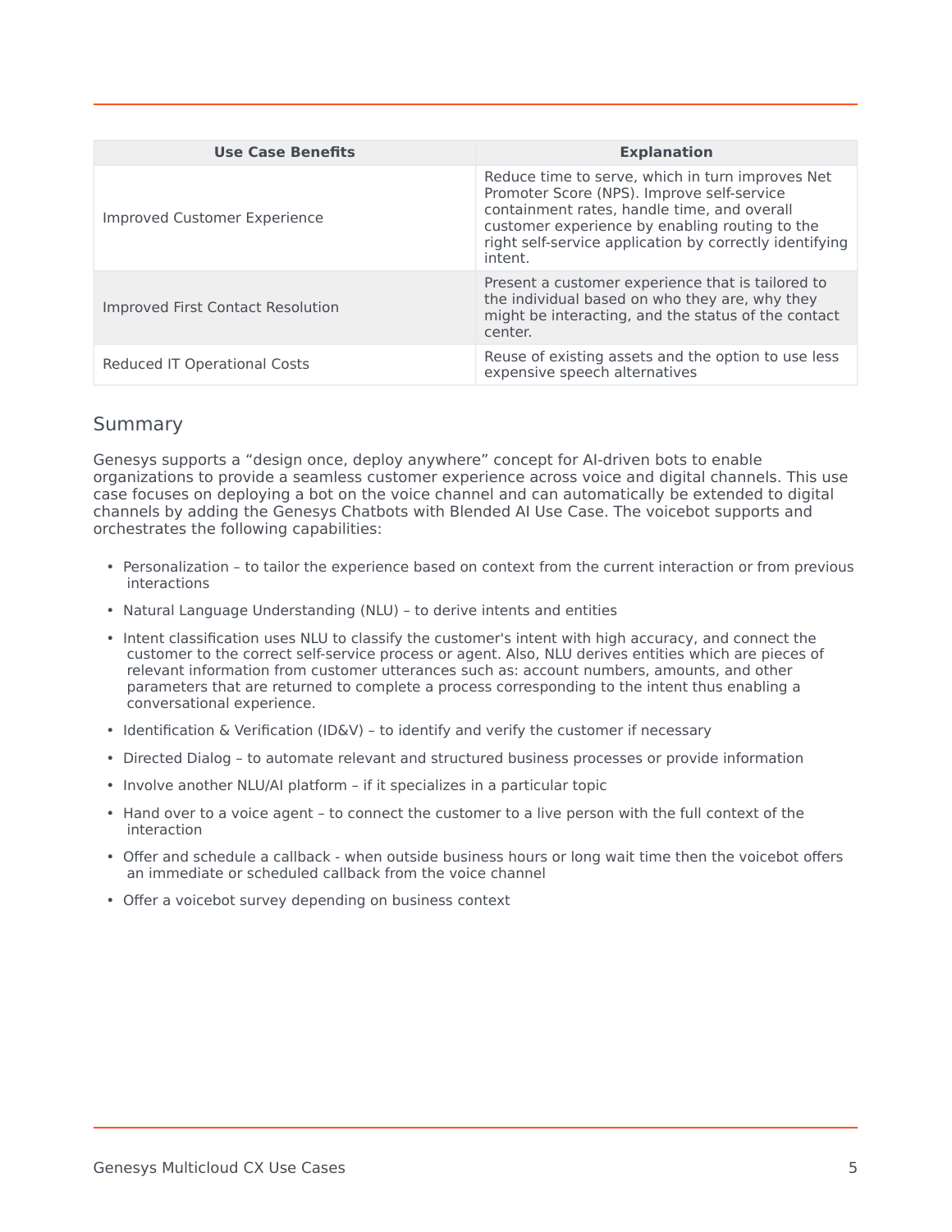| Use Case Benefits | Explanation |
| --- | --- |
| Improved Customer Experience | Reduce time to serve, which in turn improves Net Promoter Score (NPS). Improve self-service containment rates, handle time, and overall customer experience by enabling routing to the right self-service application by correctly identifying intent. |
| Improved First Contact Resolution | Present a customer experience that is tailored to the individual based on who they are, why they might be interacting, and the status of the contact center. |
| Reduced IT Operational Costs | Reuse of existing assets and the option to use less expensive speech alternatives |

## Summary

Genesys supports a “design once, deploy anywhere” concept for AI-driven bots to enable organizations to provide a seamless customer experience across voice and digital channels. This use case focuses on deploying a bot on the voice channel and can automatically be extended to digital channels by adding the Genesys Chatbots with Blended AI Use Case. The voicebot supports and orchestrates the following capabilities:

- Personalization – to tailor the experience based on context from the current interaction or from previous interactions
- Natural Language Understanding (NLU) – to derive intents and entities
- Intent classification uses NLU to classify the customer's intent with high accuracy, and connect the customer to the correct self-service process or agent. Also, NLU derives entities which are pieces of relevant information from customer utterances such as: account numbers, amounts, and other parameters that are returned to complete a process corresponding to the intent thus enabling a conversational experience.
- Identification & Verification (ID&V) – to identify and verify the customer if necessary
- Directed Dialog – to automate relevant and structured business processes or provide information
- Involve another NLU/AI platform – if it specializes in a particular topic
- Hand over to a voice agent – to connect the customer to a live person with the full context of the interaction
- Offer and schedule a callback - when outside business hours or long wait time then the voicebot offers an immediate or scheduled callback from the voice channel
- Offer a voicebot survey depending on business context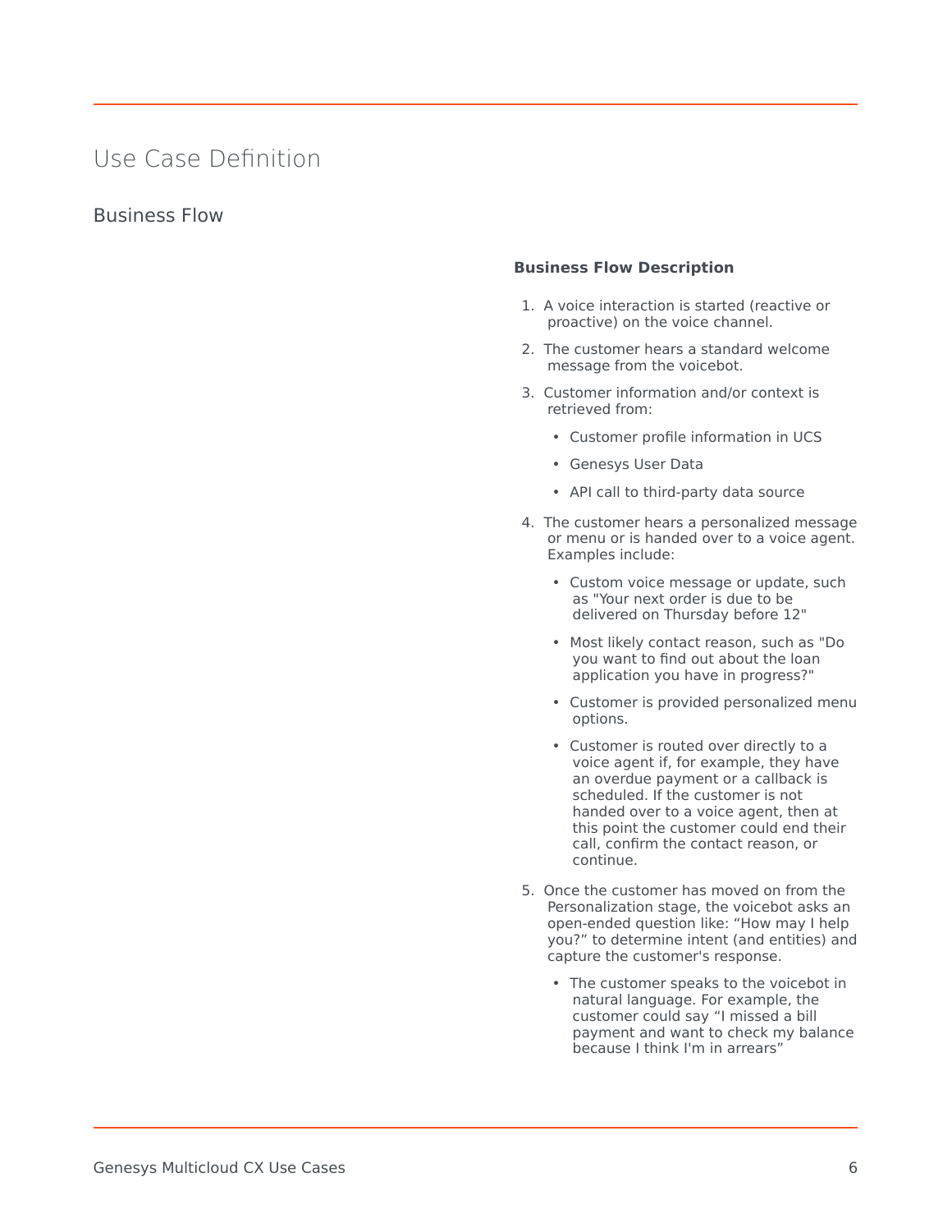# Use Case Definition

## Business Flow

**Business Flow Description**

1. A voice interaction is started (reactive or proactive) on the voice channel.
2. The customer hears a standard welcome message from the voicebot.
3. Customer information and/or context is retrieved from:
   - Customer profile information in UCS
   - Genesys User Data
   - API call to third-party data source
4. The customer hears a personalized message or menu or is handed over to a voice agent. Examples include:
   - Custom voice message or update, such as "Your next order is due to be delivered on Thursday before 12"
   - Most likely contact reason, such as "Do you want to find out about the loan application you have in progress?"
   - Customer is provided personalized menu options.
   - Customer is routed over directly to a voice agent if, for example, they have an overdue payment or a callback is scheduled. If the customer is not handed over to a voice agent, then at this point the customer could end their call, confirm the contact reason, or continue.
5. Once the customer has moved on from the Personalization stage, the voicebot asks an open-ended question like: “How may I help you?” to determine intent (and entities) and capture the customer's response.
   - The customer speaks to the voicebot in natural language. For example, the customer could say “I missed a bill payment and want to check my balance because I think I'm in arrears”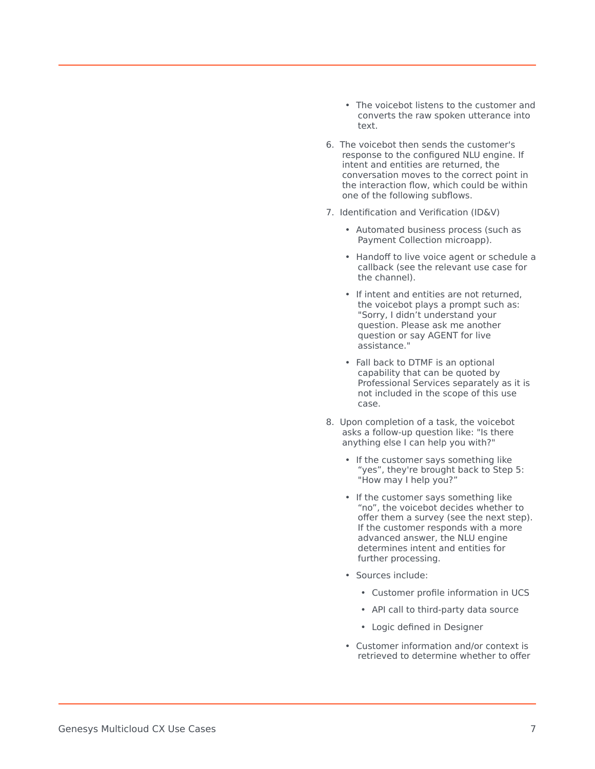- The voicebot listens to the customer and converts the raw spoken utterance into text.

6. The voicebot then sends the customer's response to the configured NLU engine. If intent and entities are returned, the conversation moves to the correct point in the interaction flow, which could be within one of the following subflows.
7. Identification and Verification (ID&V)
   - Automated business process (such as Payment Collection microapp).
   - Handoff to live voice agent or schedule a callback (see the relevant use case for the channel).
   - If intent and entities are not returned, the voicebot plays a prompt such as: "Sorry, I didn’t understand your question. Please ask me another question or say AGENT for live assistance."
   - Fall back to DTMF is an optional capability that can be quoted by Professional Services separately as it is not included in the scope of this use case.
8. Upon completion of a task, the voicebot asks a follow-up question like: "Is there anything else I can help you with?"
   - If the customer says something like “yes”, they're brought back to Step 5: "How may I help you?”
   - If the customer says something like “no”, the voicebot decides whether to offer them a survey (see the next step). If the customer responds with a more advanced answer, the NLU engine determines intent and entities for further processing.
   - Sources include:
     - Customer profile information in UCS
     - API call to third-party data source
     - Logic defined in Designer
   - Customer information and/or context is retrieved to determine whether to offer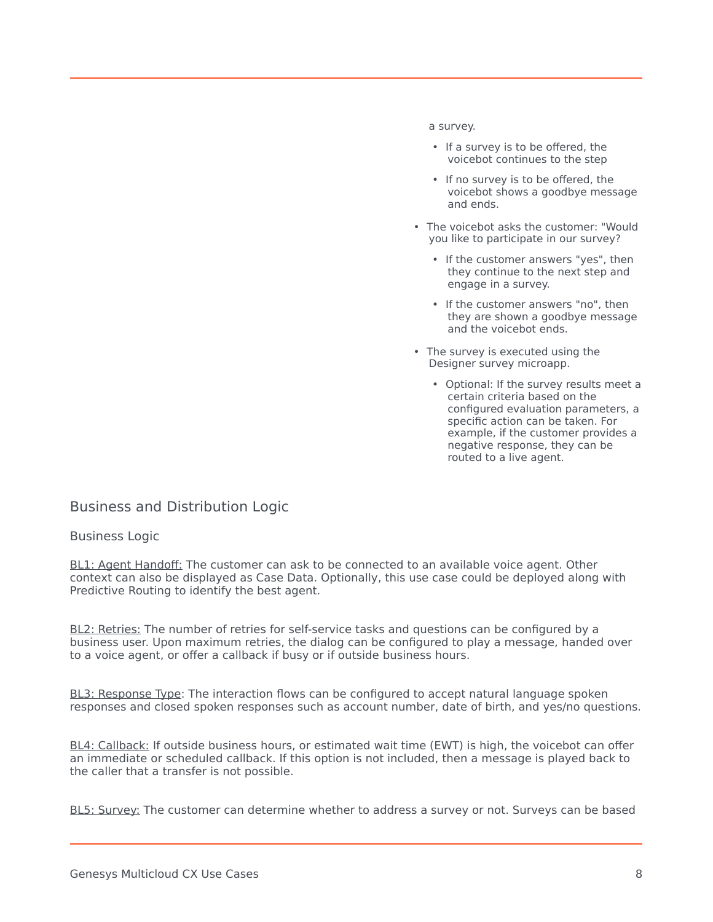a survey.

- If a survey is to be offered, the voicebot continues to the step
- If no survey is to be offered, the voicebot shows a goodbye message and ends.

- The voicebot asks the customer: "Would you like to participate in our survey?
  - If the customer answers "yes", then they continue to the next step and engage in a survey.
  - If the customer answers "no", then they are shown a goodbye message and the voicebot ends.
- The survey is executed using the Designer survey microapp.
  - Optional: If the survey results meet a certain criteria based on the configured evaluation parameters, a specific action can be taken. For example, if the customer provides a negative response, they can be routed to a live agent.

## Business and Distribution Logic

### Business Logic

BL1: Agent Handoff: The customer can ask to be connected to an available voice agent. Other context can also be displayed as Case Data. Optionally, this use case could be deployed along with Predictive Routing to identify the best agent.

BL2: Retries: The number of retries for self-service tasks and questions can be configured by a business user. Upon maximum retries, the dialog can be configured to play a message, handed over to a voice agent, or offer a callback if busy or if outside business hours.

BL3: Response Type: The interaction flows can be configured to accept natural language spoken responses and closed spoken responses such as account number, date of birth, and yes/no questions.

BL4: Callback: If outside business hours, or estimated wait time (EWT) is high, the voicebot can offer an immediate or scheduled callback. If this option is not included, then a message is played back to the caller that a transfer is not possible.

BL5: Survey: The customer can determine whether to address a survey or not. Surveys can be based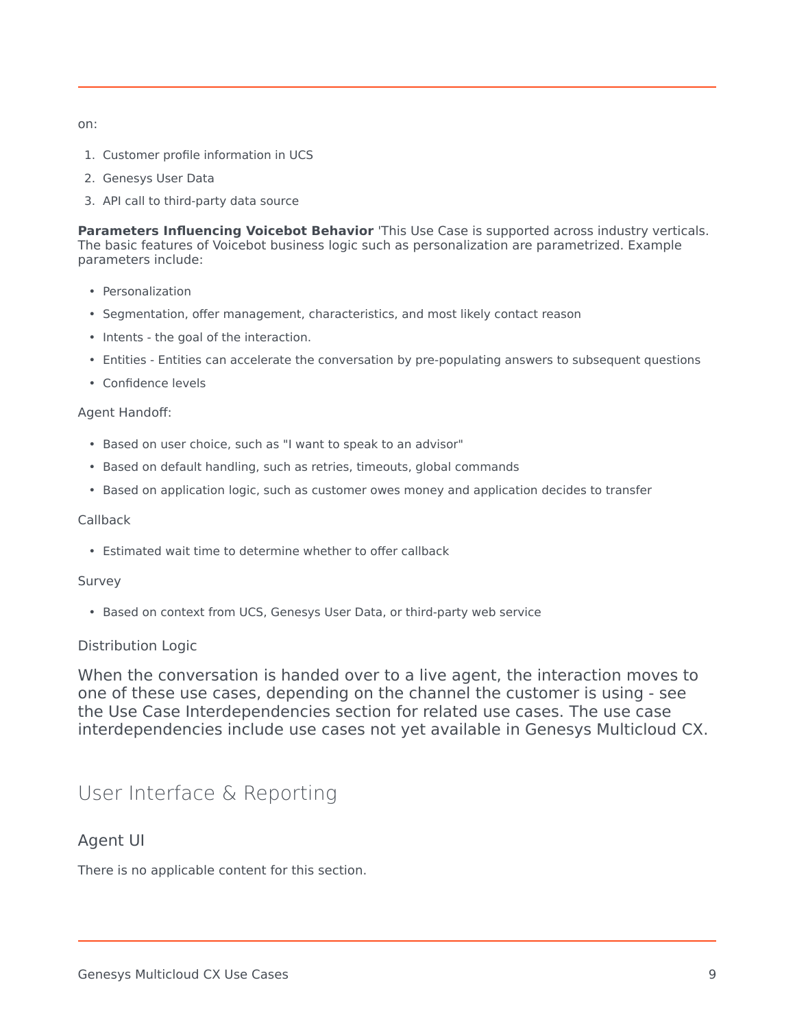on:

1. Customer profile information in UCS
2. Genesys User Data
3. API call to third-party data source

**Parameters Influencing Voicebot Behavior** 'This Use Case is supported across industry verticals. The basic features of Voicebot business logic such as personalization are parametrized. Example parameters include:

- Personalization
- Segmentation, offer management, characteristics, and most likely contact reason
- Intents - the goal of the interaction.
- Entities - Entities can accelerate the conversation by pre-populating answers to subsequent questions
- Confidence levels

Agent Handoff:

- Based on user choice, such as "I want to speak to an advisor"
- Based on default handling, such as retries, timeouts, global commands
- Based on application logic, such as customer owes money and application decides to transfer

Callback

- Estimated wait time to determine whether to offer callback

Survey

- Based on context from UCS, Genesys User Data, or third-party web service

Distribution Logic

When the conversation is handed over to a live agent, the interaction moves to one of these use cases, depending on the channel the customer is using - see the Use Case Interdependencies section for related use cases. The use case interdependencies include use cases not yet available in Genesys Multicloud CX.

## User Interface & Reporting

### Agent UI

There is no applicable content for this section.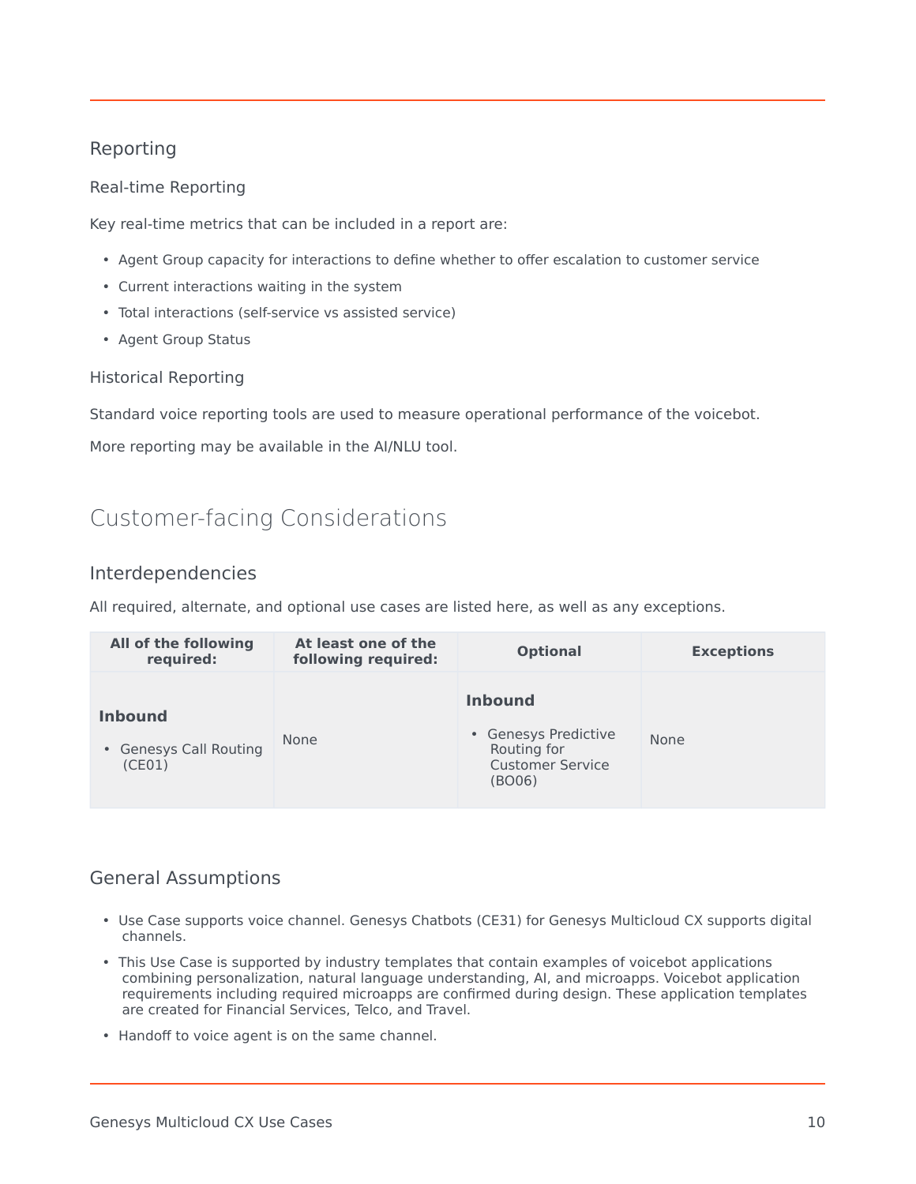### Reporting

#### Real-time Reporting

Key real-time metrics that can be included in a report are:

- Agent Group capacity for interactions to define whether to offer escalation to customer service
- Current interactions waiting in the system
- Total interactions (self-service vs assisted service)
- Agent Group Status

#### Historical Reporting

Standard voice reporting tools are used to measure operational performance of the voicebot.

More reporting may be available in the AI/NLU tool.

## Customer-facing Considerations

### Interdependencies

All required, alternate, and optional use cases are listed here, as well as any exceptions.

| All of the following required: | At least one of the following required: | Optional | Exceptions |
|---|---|---|---|
| **Inbound**<br>• Genesys Call Routing (CE01) | None | **Inbound**<br>• Genesys Predictive Routing for Customer Service (BO06) | None |

### General Assumptions

- Use Case supports voice channel. Genesys Chatbots (CE31) for Genesys Multicloud CX supports digital channels.
- This Use Case is supported by industry templates that contain examples of voicebot applications combining personalization, natural language understanding, AI, and microapps. Voicebot application requirements including required microapps are confirmed during design. These application templates are created for Financial Services, Telco, and Travel.
- Handoff to voice agent is on the same channel.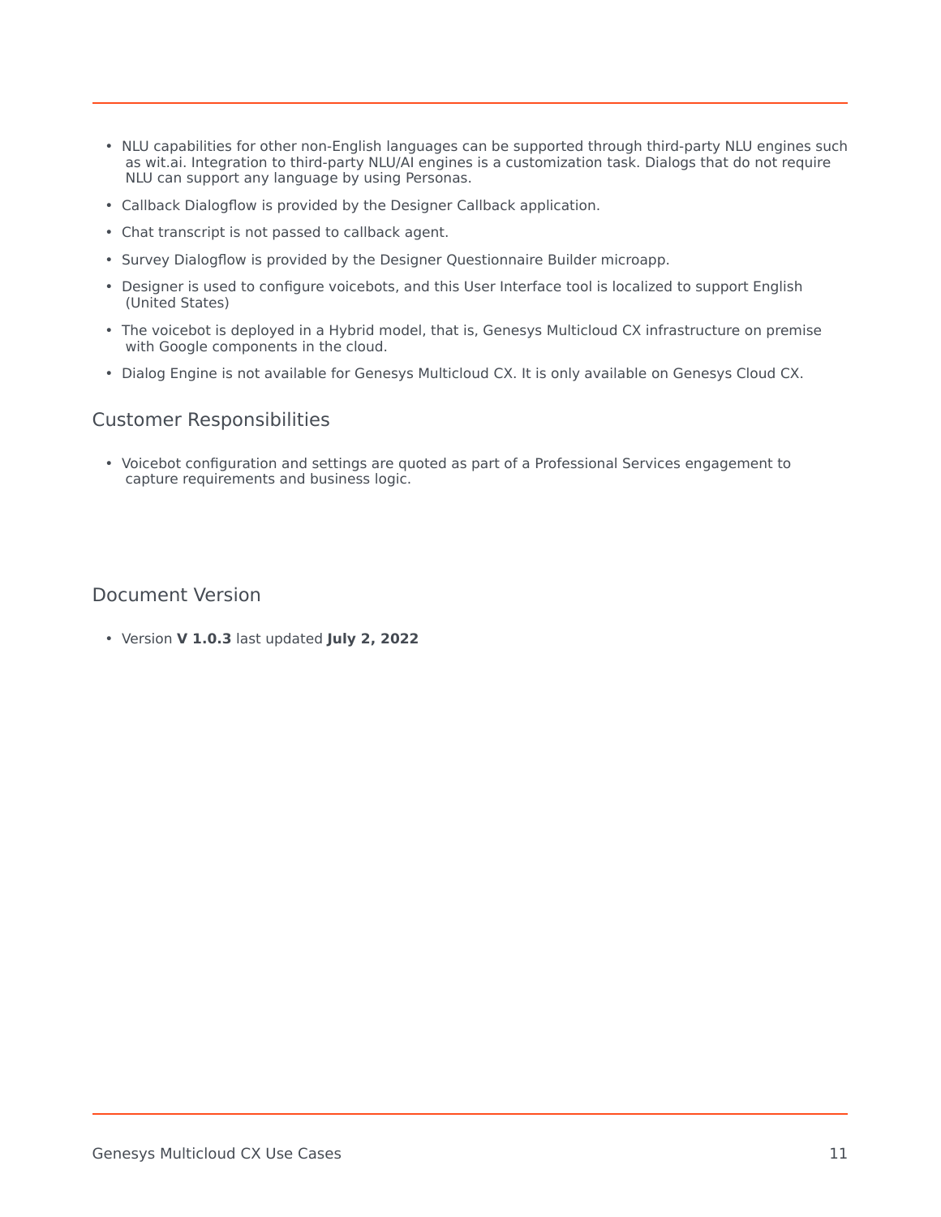- NLU capabilities for other non-English languages can be supported through third-party NLU engines such as wit.ai. Integration to third-party NLU/AI engines is a customization task. Dialogs that do not require NLU can support any language by using Personas.
- Callback Dialogflow is provided by the Designer Callback application.
- Chat transcript is not passed to callback agent.
- Survey Dialogflow is provided by the Designer Questionnaire Builder microapp.
- Designer is used to configure voicebots, and this User Interface tool is localized to support English (United States)
- The voicebot is deployed in a Hybrid model, that is, Genesys Multicloud CX infrastructure on premise with Google components in the cloud.
- Dialog Engine is not available for Genesys Multicloud CX. It is only available on Genesys Cloud CX.

## Customer Responsibilities

- Voicebot configuration and settings are quoted as part of a Professional Services engagement to capture requirements and business logic.

## Document Version

- Version **V 1.0.3** last updated **July 2, 2022**